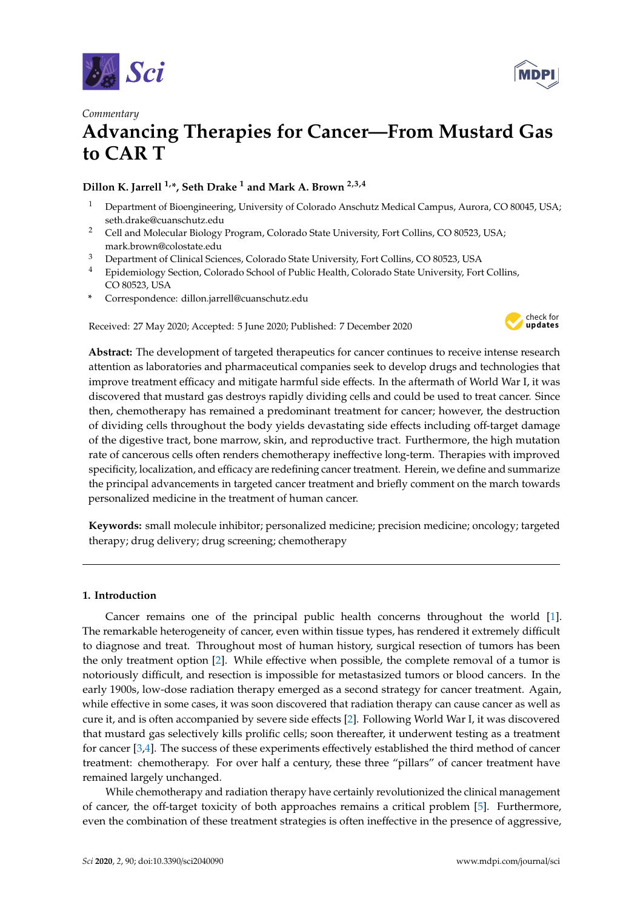*Commentary*

# Advancing Therapies for Cancer—From Mustard Gas to CAR T

**Dillon K. Jarrell [1,*], Seth Drake [1] and Mark A. Brown [2,3,4]**

1. Department of Bioengineering, University of Colorado Anschutz Medical Campus, Aurora, CO 80045, USA; seth.drake@cuanschutz.edu
2. Cell and Molecular Biology Program, Colorado State University, Fort Collins, CO 80523, USA; mark.brown@colostate.edu
3. Department of Clinical Sciences, Colorado State University, Fort Collins, CO 80523, USA
4. Epidemiology Section, Colorado School of Public Health, Colorado State University, Fort Collins, CO 80523, USA

\* Correspondence: dillon.jarrell@cuanschutz.edu

Received: 27 May 2020; Accepted: 5 June 2020; Published: 7 December 2020

**Abstract:** The development of targeted therapeutics for cancer continues to receive intense research attention as laboratories and pharmaceutical companies seek to develop drugs and technologies that improve treatment efficacy and mitigate harmful side effects. In the aftermath of World War I, it was discovered that mustard gas destroys rapidly dividing cells and could be used to treat cancer. Since then, chemotherapy has remained a predominant treatment for cancer; however, the destruction of dividing cells throughout the body yields devastating side effects including off-target damage of the digestive tract, bone marrow, skin, and reproductive tract. Furthermore, the high mutation rate of cancerous cells often renders chemotherapy ineffective long-term. Therapies with improved specificity, localization, and efficacy are redefining cancer treatment. Herein, we define and summarize the principal advancements in targeted cancer treatment and briefly comment on the march towards personalized medicine in the treatment of human cancer.

**Keywords:** small molecule inhibitor; personalized medicine; precision medicine; oncology; targeted therapy; drug delivery; drug screening; chemotherapy

## 1. Introduction

Cancer remains one of the principal public health concerns throughout the world [1]. The remarkable heterogeneity of cancer, even within tissue types, has rendered it extremely difficult to diagnose and treat. Throughout most of human history, surgical resection of tumors has been the only treatment option [2]. While effective when possible, the complete removal of a tumor is notoriously difficult, and resection is impossible for metastasized tumors or blood cancers. In the early 1900s, low-dose radiation therapy emerged as a second strategy for cancer treatment. Again, while effective in some cases, it was soon discovered that radiation therapy can cause cancer as well as cure it, and is often accompanied by severe side effects [2]. Following World War I, it was discovered that mustard gas selectively kills prolific cells; soon thereafter, it underwent testing as a treatment for cancer [3,4]. The success of these experiments effectively established the third method of cancer treatment: chemotherapy. For over half a century, these three "pillars" of cancer treatment have remained largely unchanged.

While chemotherapy and radiation therapy have certainly revolutionized the clinical management of cancer, the off-target toxicity of both approaches remains a critical problem [5]. Furthermore, even the combination of these treatment strategies is often ineffective in the presence of aggressive,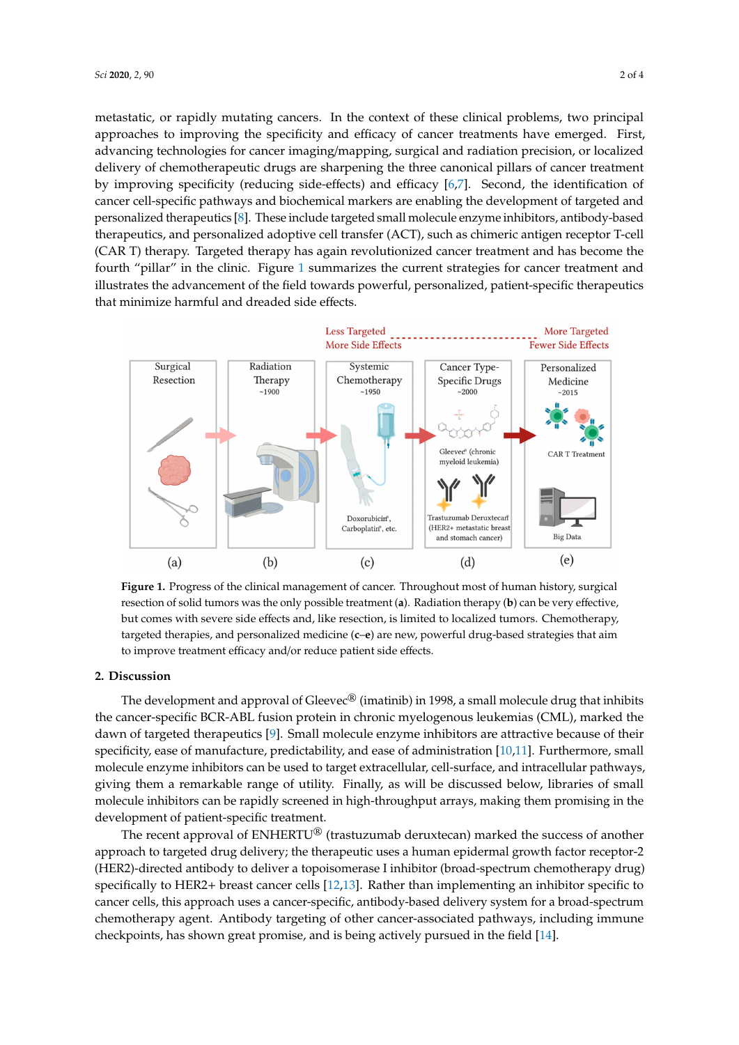metastatic, or rapidly mutating cancers. In the context of these clinical problems, two principal approaches to improving the specificity and efficacy of cancer treatments have emerged. First, advancing technologies for cancer imaging/mapping, surgical and radiation precision, or localized delivery of chemotherapeutic drugs are sharpening the three canonical pillars of cancer treatment by improving specificity (reducing side-effects) and efficacy [6,7]. Second, the identification of cancer cell-specific pathways and biochemical markers are enabling the development of targeted and personalized therapeutics [8]. These include targeted small molecule enzyme inhibitors, antibody-based therapeutics, and personalized adoptive cell transfer (ACT), such as chimeric antigen receptor T-cell (CAR T) therapy. Targeted therapy has again revolutionized cancer treatment and has become the fourth "pillar" in the clinic. Figure 1 summarizes the current strategies for cancer treatment and illustrates the advancement of the field towards powerful, personalized, patient-specific therapeutics that minimize harmful and dreaded side effects.

**Figure 1.** Progress of the clinical management of cancer. Throughout most of human history, surgical resection of solid tumors was the only possible treatment (**a**). Radiation therapy (**b**) can be very effective, but comes with severe side effects and, like resection, is limited to localized tumors. Chemotherapy, targeted therapies, and personalized medicine (**c**–**e**) are new, powerful drug-based strategies that aim to improve treatment efficacy and/or reduce patient side effects.

## 2. Discussion

The development and approval of Gleevec® (imatinib) in 1998, a small molecule drug that inhibits the cancer-specific BCR-ABL fusion protein in chronic myelogenous leukemias (CML), marked the dawn of targeted therapeutics [9]. Small molecule enzyme inhibitors are attractive because of their specificity, ease of manufacture, predictability, and ease of administration [10,11]. Furthermore, small molecule enzyme inhibitors can be used to target extracellular, cell-surface, and intracellular pathways, giving them a remarkable range of utility. Finally, as will be discussed below, libraries of small molecule inhibitors can be rapidly screened in high-throughput arrays, making them promising in the development of patient-specific treatment.

The recent approval of ENHERTU® (trastuzumab deruxtecan) marked the success of another approach to targeted drug delivery; the therapeutic uses a human epidermal growth factor receptor-2 (HER2)-directed antibody to deliver a topoisomerase I inhibitor (broad-spectrum chemotherapy drug) specifically to HER2+ breast cancer cells [12,13]. Rather than implementing an inhibitor specific to cancer cells, this approach uses a cancer-specific, antibody-based delivery system for a broad-spectrum chemotherapy agent. Antibody targeting of other cancer-associated pathways, including immune checkpoints, has shown great promise, and is being actively pursued in the field [14].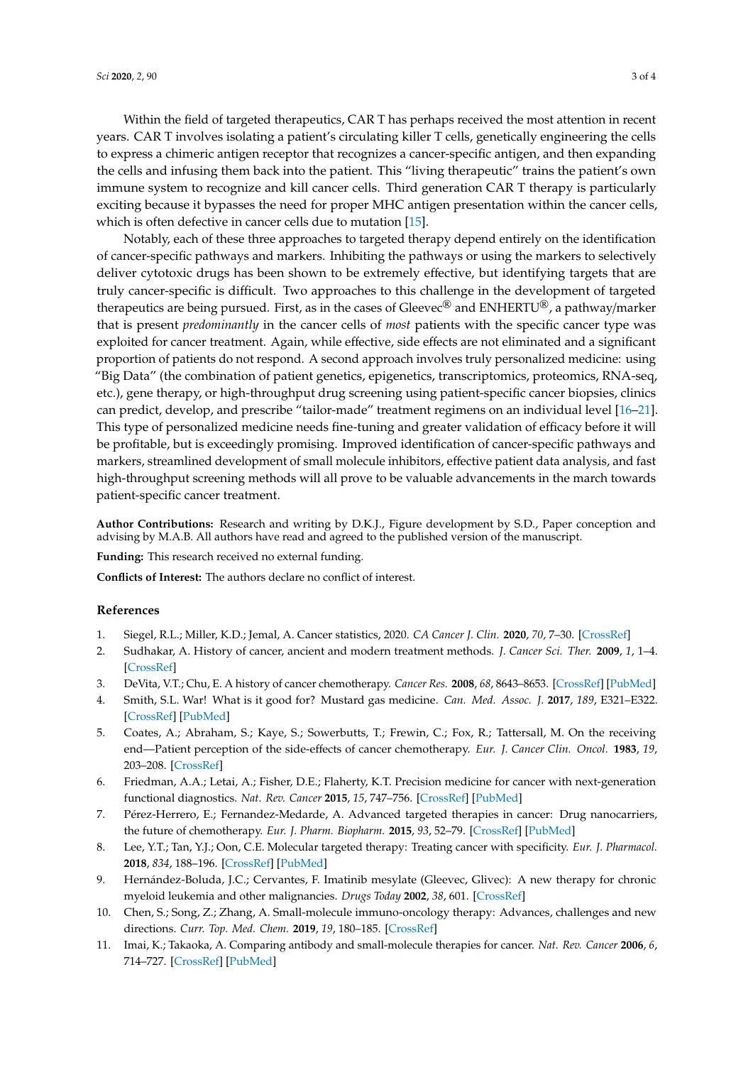Within the field of targeted therapeutics, CAR T has perhaps received the most attention in recent years. CAR T involves isolating a patient's circulating killer T cells, genetically engineering the cells to express a chimeric antigen receptor that recognizes a cancer-specific antigen, and then expanding the cells and infusing them back into the patient. This "living therapeutic" trains the patient's own immune system to recognize and kill cancer cells. Third generation CAR T therapy is particularly exciting because it bypasses the need for proper MHC antigen presentation within the cancer cells, which is often defective in cancer cells due to mutation [15].

Notably, each of these three approaches to targeted therapy depend entirely on the identification of cancer-specific pathways and markers. Inhibiting the pathways or using the markers to selectively deliver cytotoxic drugs has been shown to be extremely effective, but identifying targets that are truly cancer-specific is difficult. Two approaches to this challenge in the development of targeted therapeutics are being pursued. First, as in the cases of Gleevec® and ENHERTU®, a pathway/marker that is present *predominantly* in the cancer cells of *most* patients with the specific cancer type was exploited for cancer treatment. Again, while effective, side effects are not eliminated and a significant proportion of patients do not respond. A second approach involves truly personalized medicine: using "Big Data" (the combination of patient genetics, epigenetics, transcriptomics, proteomics, RNA-seq, etc.), gene therapy, or high-throughput drug screening using patient-specific cancer biopsies, clinics can predict, develop, and prescribe "tailor-made" treatment regimens on an individual level [16–21]. This type of personalized medicine needs fine-tuning and greater validation of efficacy before it will be profitable, but is exceedingly promising. Improved identification of cancer-specific pathways and markers, streamlined development of small molecule inhibitors, effective patient data analysis, and fast high-throughput screening methods will all prove to be valuable advancements in the march towards patient-specific cancer treatment.

**Author Contributions:** Research and writing by D.K.J., Figure development by S.D., Paper conception and advising by M.A.B. All authors have read and agreed to the published version of the manuscript.

**Funding:** This research received no external funding.

**Conflicts of Interest:** The authors declare no conflict of interest.

## References

1. Siegel, R.L.; Miller, K.D.; Jemal, A. Cancer statistics, 2020. *CA Cancer J. Clin.* **2020**, *70*, 7–30. [CrossRef]
2. Sudhakar, A. History of cancer, ancient and modern treatment methods. *J. Cancer Sci. Ther.* **2009**, *1*, 1–4. [CrossRef]
3. DeVita, V.T.; Chu, E. A history of cancer chemotherapy. *Cancer Res.* **2008**, *68*, 8643–8653. [CrossRef] [PubMed]
4. Smith, S.L. War! What is it good for? Mustard gas medicine. *Can. Med. Assoc. J.* **2017**, *189*, E321–E322. [CrossRef] [PubMed]
5. Coates, A.; Abraham, S.; Kaye, S.; Sowerbutts, T.; Frewin, C.; Fox, R.; Tattersall, M. On the receiving end—Patient perception of the side-effects of cancer chemotherapy. *Eur. J. Cancer Clin. Oncol.* **1983**, *19*, 203–208. [CrossRef]
6. Friedman, A.A.; Letai, A.; Fisher, D.E.; Flaherty, K.T. Precision medicine for cancer with next-generation functional diagnostics. *Nat. Rev. Cancer* **2015**, *15*, 747–756. [CrossRef] [PubMed]
7. Pérez-Herrero, E.; Fernandez-Medarde, A. Advanced targeted therapies in cancer: Drug nanocarriers, the future of chemotherapy. *Eur. J. Pharm. Biopharm.* **2015**, *93*, 52–79. [CrossRef] [PubMed]
8. Lee, Y.T.; Tan, Y.J.; Oon, C.E. Molecular targeted therapy: Treating cancer with specificity. *Eur. J. Pharmacol.* **2018**, *834*, 188–196. [CrossRef] [PubMed]
9. Hernández-Boluda, J.C.; Cervantes, F. Imatinib mesylate (Gleevec, Glivec): A new therapy for chronic myeloid leukemia and other malignancies. *Drugs Today* **2002**, *38*, 601. [CrossRef]
10. Chen, S.; Song, Z.; Zhang, A. Small-molecule immuno-oncology therapy: Advances, challenges and new directions. *Curr. Top. Med. Chem.* **2019**, *19*, 180–185. [CrossRef]
11. Imai, K.; Takaoka, A. Comparing antibody and small-molecule therapies for cancer. *Nat. Rev. Cancer* **2006**, *6*, 714–727. [CrossRef] [PubMed]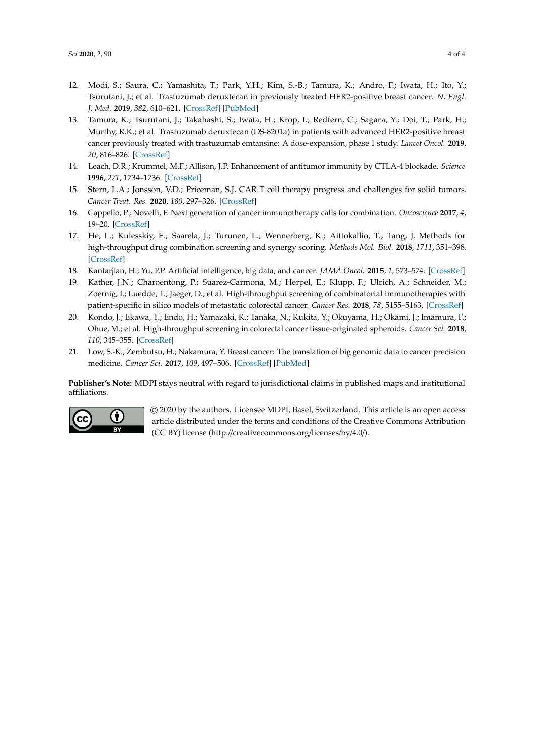12. Modi, S.; Saura, C.; Yamashita, T.; Park, Y.H.; Kim, S.-B.; Tamura, K.; Andre, F.; Iwata, H.; Ito, Y.; Tsurutani, J.; et al. Trastuzumab deruxtecan in previously treated HER2-positive breast cancer. *N. Engl. J. Med.* **2019**, *382*, 610–621. [CrossRef] [PubMed]
13. Tamura, K.; Tsurutani, J.; Takahashi, S.; Iwata, H.; Krop, I.; Redfern, C.; Sagara, Y.; Doi, T.; Park, H.; Murthy, R.K.; et al. Trastuzumab deruxtecan (DS-8201a) in patients with advanced HER2-positive breast cancer previously treated with trastuzumab emtansine: A dose-expansion, phase 1 study. *Lancet Oncol.* **2019**, *20*, 816–826. [CrossRef]
14. Leach, D.R.; Krummel, M.F.; Allison, J.P. Enhancement of antitumor immunity by CTLA-4 blockade. *Science* **1996**, *271*, 1734–1736. [CrossRef]
15. Stern, L.A.; Jonsson, V.D.; Priceman, S.J. CAR T cell therapy progress and challenges for solid tumors. *Cancer Treat. Res.* **2020**, *180*, 297–326. [CrossRef]
16. Cappello, P.; Novelli, F. Next generation of cancer immunotherapy calls for combination. *Oncoscience* **2017**, *4*, 19–20. [CrossRef]
17. He, L.; Kulesskiy, E.; Saarela, J.; Turunen, L.; Wennerberg, K.; Aittokallio, T.; Tang, J. Methods for high-throughput drug combination screening and synergy scoring. *Methods Mol. Biol.* **2018**, *1711*, 351–398. [CrossRef]
18. Kantarjian, H.; Yu, P.P. Artificial intelligence, big data, and cancer. *JAMA Oncol.* **2015**, *1*, 573–574. [CrossRef]
19. Kather, J.N.; Charoentong, P.; Suarez-Carmona, M.; Herpel, E.; Klupp, F.; Ulrich, A.; Schneider, M.; Zoernig, I.; Luedde, T.; Jaeger, D.; et al. High-throughput screening of combinatorial immunotherapies with patient-specific in silico models of metastatic colorectal cancer. *Cancer Res.* **2018**, *78*, 5155–5163. [CrossRef]
20. Kondo, J.; Ekawa, T.; Endo, H.; Yamazaki, K.; Tanaka, N.; Kukita, Y.; Okuyama, H.; Okami, J.; Imamura, F.; Ohue, M.; et al. High-throughput screening in colorectal cancer tissue-originated spheroids. *Cancer Sci.* **2018**, *110*, 345–355. [CrossRef]
21. Low, S.-K.; Zembutsu, H.; Nakamura, Y. Breast cancer: The translation of big genomic data to cancer precision medicine. *Cancer Sci.* **2017**, *109*, 497–506. [CrossRef] [PubMed]

**Publisher's Note:** MDPI stays neutral with regard to jurisdictional claims in published maps and institutional affiliations.

© 2020 by the authors. Licensee MDPI, Basel, Switzerland. This article is an open access article distributed under the terms and conditions of the Creative Commons Attribution (CC BY) license (http://creativecommons.org/licenses/by/4.0/).